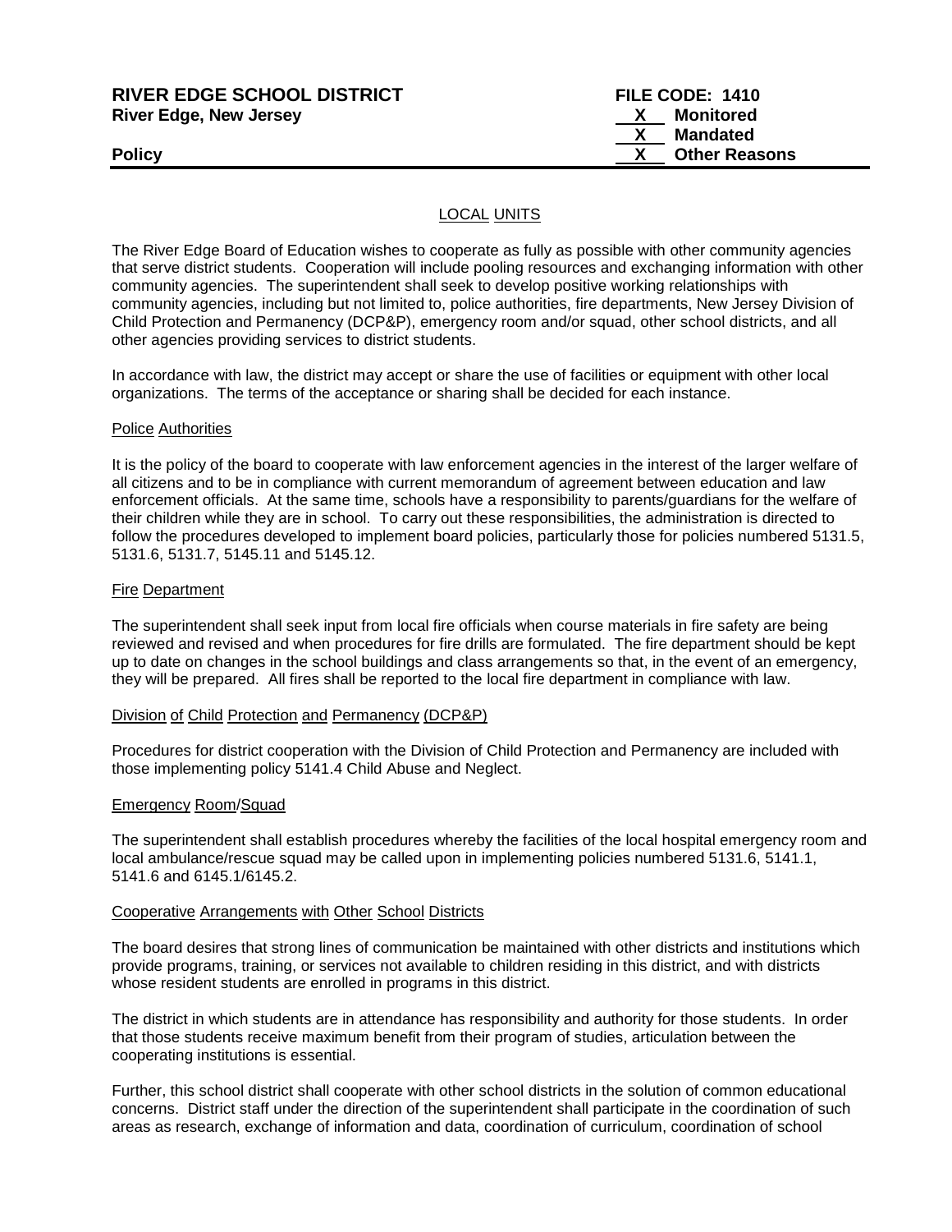**RIVER EDGE SCHOOL DISTRICT**
**River Edge, New Jersey**

**Policy**

**FILE CODE: 1410**
X Monitored
X Mandated
X Other Reasons

# LOCAL UNITS

The River Edge Board of Education wishes to cooperate as fully as possible with other community agencies that serve district students. Cooperation will include pooling resources and exchanging information with other community agencies. The superintendent shall seek to develop positive working relationships with community agencies, including but not limited to, police authorities, fire departments, New Jersey Division of Child Protection and Permanency (DCP&P), emergency room and/or squad, other school districts, and all other agencies providing services to district students.

In accordance with law, the district may accept or share the use of facilities or equipment with other local organizations. The terms of the acceptance or sharing shall be decided for each instance.

## Police Authorities

It is the policy of the board to cooperate with law enforcement agencies in the interest of the larger welfare of all citizens and to be in compliance with current memorandum of agreement between education and law enforcement officials. At the same time, schools have a responsibility to parents/guardians for the welfare of their children while they are in school. To carry out these responsibilities, the administration is directed to follow the procedures developed to implement board policies, particularly those for policies numbered 5131.5, 5131.6, 5131.7, 5145.11 and 5145.12.

## Fire Department

The superintendent shall seek input from local fire officials when course materials in fire safety are being reviewed and revised and when procedures for fire drills are formulated. The fire department should be kept up to date on changes in the school buildings and class arrangements so that, in the event of an emergency, they will be prepared. All fires shall be reported to the local fire department in compliance with law.

## Division of Child Protection and Permanency (DCP&P)

Procedures for district cooperation with the Division of Child Protection and Permanency are included with those implementing policy 5141.4 Child Abuse and Neglect.

## Emergency Room/Squad

The superintendent shall establish procedures whereby the facilities of the local hospital emergency room and local ambulance/rescue squad may be called upon in implementing policies numbered 5131.6, 5141.1, 5141.6 and 6145.1/6145.2.

## Cooperative Arrangements with Other School Districts

The board desires that strong lines of communication be maintained with other districts and institutions which provide programs, training, or services not available to children residing in this district, and with districts whose resident students are enrolled in programs in this district.

The district in which students are in attendance has responsibility and authority for those students. In order that those students receive maximum benefit from their program of studies, articulation between the cooperating institutions is essential.

Further, this school district shall cooperate with other school districts in the solution of common educational concerns. District staff under the direction of the superintendent shall participate in the coordination of such areas as research, exchange of information and data, coordination of curriculum, coordination of school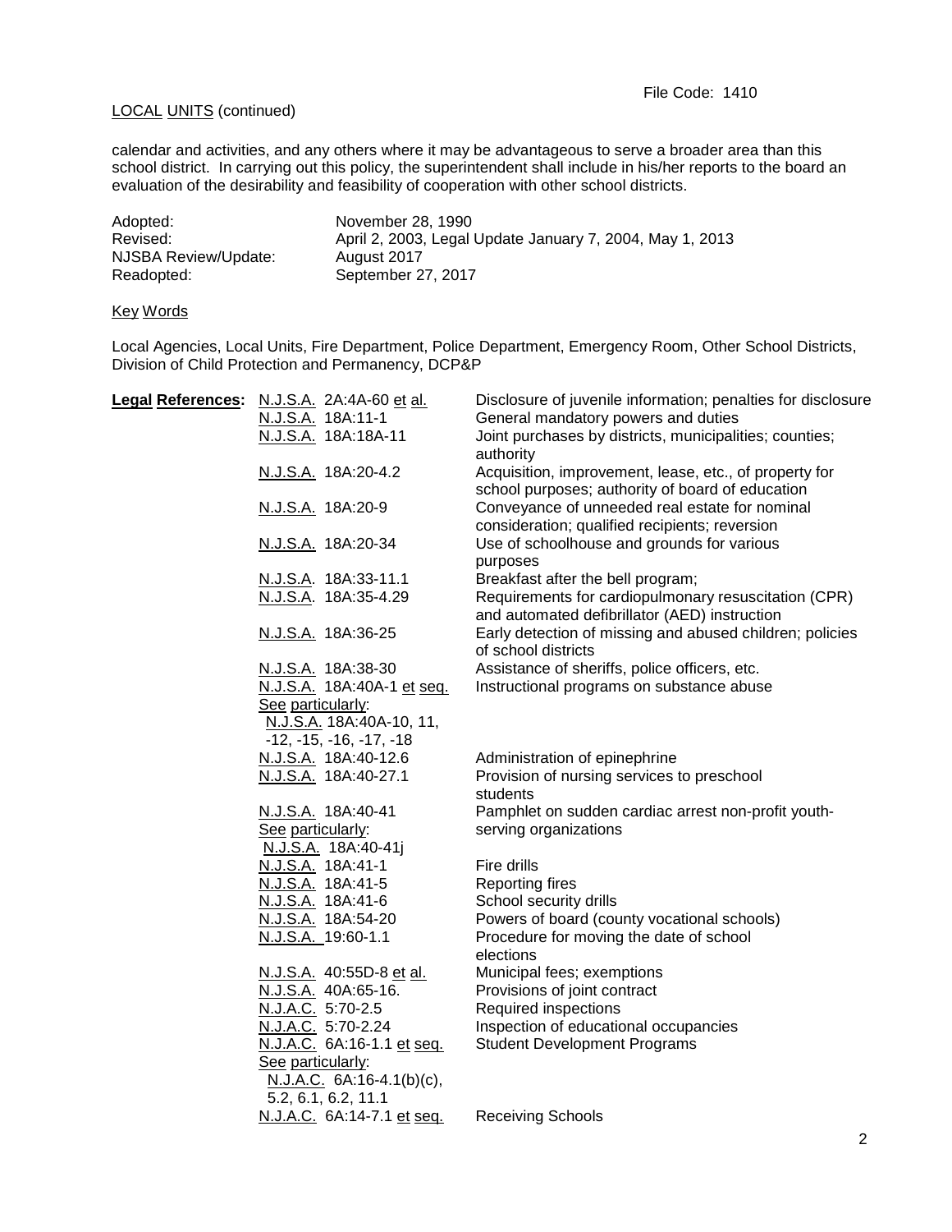calendar and activities, and any others where it may be advantageous to serve a broader area than this school district. In carrying out this policy, the superintendent shall include in his/her reports to the board an evaluation of the desirability and feasibility of cooperation with other school districts.

| | |
|---|---|
| Adopted: | November 28, 1990 |
| Revised: | April 2, 2003, Legal Update January 7, 2004, May 1, 2013 |
| NJSBA Review/Update: | August 2017 |
| Readopted: | September 27, 2017 |

Key Words

Local Agencies, Local Units, Fire Department, Police Department, Emergency Room, Other School Districts, Division of Child Protection and Permanency, DCP&P

| **Legal References:** | | |
|---|---|---|
| | N.J.S.A. 2A:4A-60 et al. | Disclosure of juvenile information; penalties for disclosure |
| | N.J.S.A. 18A:11-1 | General mandatory powers and duties |
| | N.J.S.A. 18A:18A-11 | Joint purchases by districts, municipalities; counties; authority |
| | N.J.S.A. 18A:20-4.2 | Acquisition, improvement, lease, etc., of property for school purposes; authority of board of education |
| | N.J.S.A. 18A:20-9 | Conveyance of unneeded real estate for nominal consideration; qualified recipients; reversion |
| | N.J.S.A. 18A:20-34 | Use of schoolhouse and grounds for various purposes |
| | N.J.S.A. 18A:33-11.1 | Breakfast after the bell program; |
| | N.J.S.A. 18A:35-4.29 | Requirements for cardiopulmonary resuscitation (CPR) and automated defibrillator (AED) instruction |
| | N.J.S.A. 18A:36-25 | Early detection of missing and abused children; policies of school districts |
| | N.J.S.A. 18A:38-30 | Assistance of sheriffs, police officers, etc. |
| | N.J.S.A. 18A:40A-1 et seq. See particularly: N.J.S.A. 18A:40A-10, 11, -12, -15, -16, -17, -18 | Instructional programs on substance abuse |
| | N.J.S.A. 18A:40-12.6 | Administration of epinephrine |
| | N.J.S.A. 18A:40-27.1 | Provision of nursing services to preschool students |
| | N.J.S.A. 18A:40-41 See particularly: N.J.S.A. 18A:40-41j | Pamphlet on sudden cardiac arrest non-profit youth-serving organizations |
| | N.J.S.A. 18A:41-1 | Fire drills |
| | N.J.S.A. 18A:41-5 | Reporting fires |
| | N.J.S.A. 18A:41-6 | School security drills |
| | N.J.S.A. 18A:54-20 | Powers of board (county vocational schools) |
| | N.J.S.A. 19:60-1.1 | Procedure for moving the date of school elections |
| | N.J.S.A. 40:55D-8 et al. | Municipal fees; exemptions |
| | N.J.S.A. 40A:65-16. | Provisions of joint contract |
| | N.J.A.C. 5:70-2.5 | Required inspections |
| | N.J.A.C. 5:70-2.24 | Inspection of educational occupancies |
| | N.J.A.C. 6A:16-1.1 et seq. See particularly: N.J.A.C. 6A:16-4.1(b)(c), 5.2, 6.1, 6.2, 11.1 | Student Development Programs |
| | N.J.A.C. 6A:14-7.1 et seq. | Receiving Schools |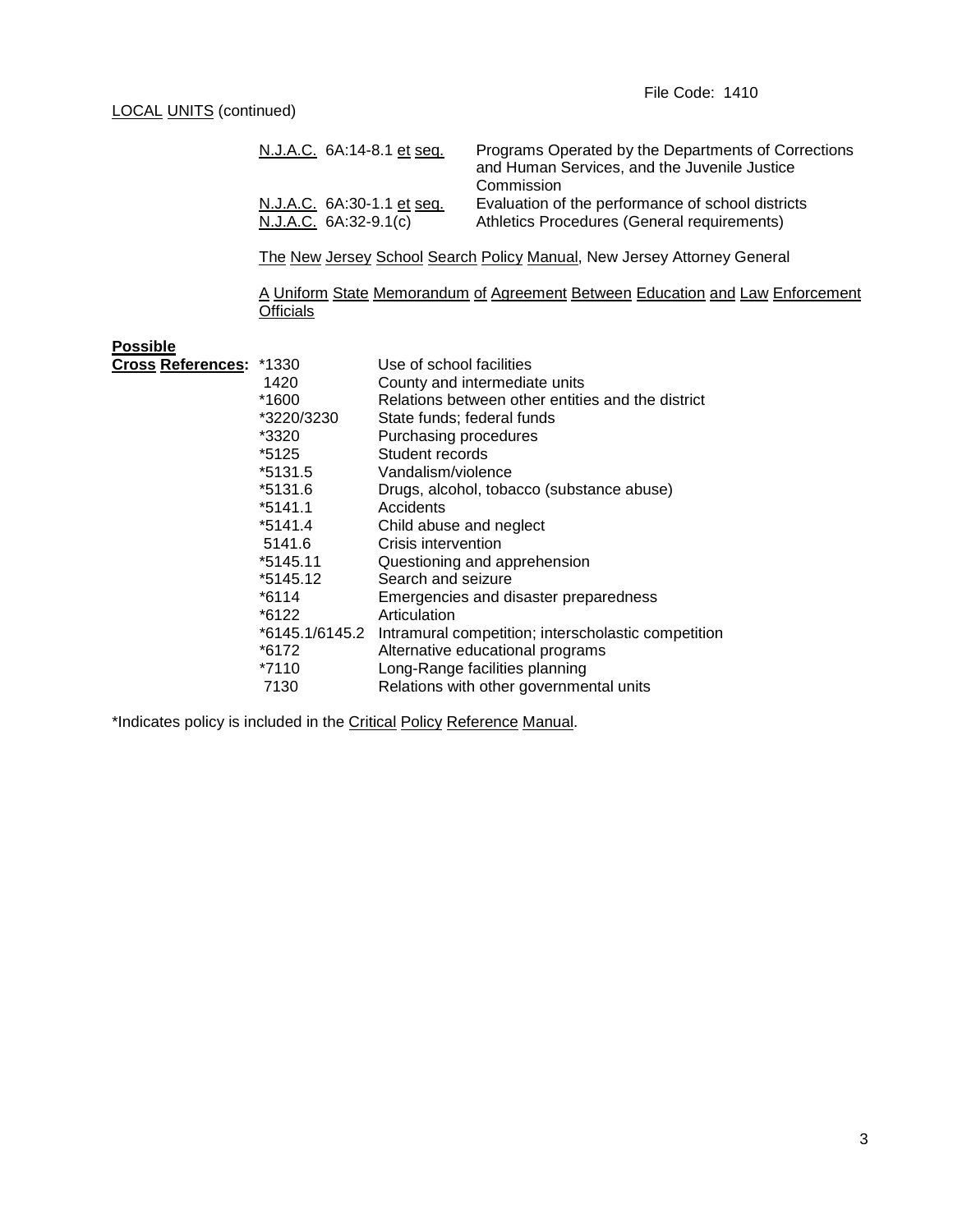File Code: 1410

LOCAL UNITS (continued)

| | |
|---|---|
| N.J.A.C. 6A:14-8.1 et seq. | Programs Operated by the Departments of Corrections and Human Services, and the Juvenile Justice Commission |
| N.J.A.C. 6A:30-1.1 et seq. | Evaluation of the performance of school districts |
| N.J.A.C. 6A:32-9.1(c) | Athletics Procedures (General requirements) |

The New Jersey School Search Policy Manual, New Jersey Attorney General

A Uniform State Memorandum of Agreement Between Education and Law Enforcement Officials

**Possible Cross References:**

| | |
|---|---|
| *1330 | Use of school facilities |
| 1420 | County and intermediate units |
| *1600 | Relations between other entities and the district |
| *3220/3230 | State funds; federal funds |
| *3320 | Purchasing procedures |
| *5125 | Student records |
| *5131.5 | Vandalism/violence |
| *5131.6 | Drugs, alcohol, tobacco (substance abuse) |
| *5141.1 | Accidents |
| *5141.4 | Child abuse and neglect |
| 5141.6 | Crisis intervention |
| *5145.11 | Questioning and apprehension |
| *5145.12 | Search and seizure |
| *6114 | Emergencies and disaster preparedness |
| *6122 | Articulation |
| *6145.1/6145.2 | Intramural competition; interscholastic competition |
| *6172 | Alternative educational programs |
| *7110 | Long-Range facilities planning |
| 7130 | Relations with other governmental units |

*Indicates policy is included in the Critical Policy Reference Manual.